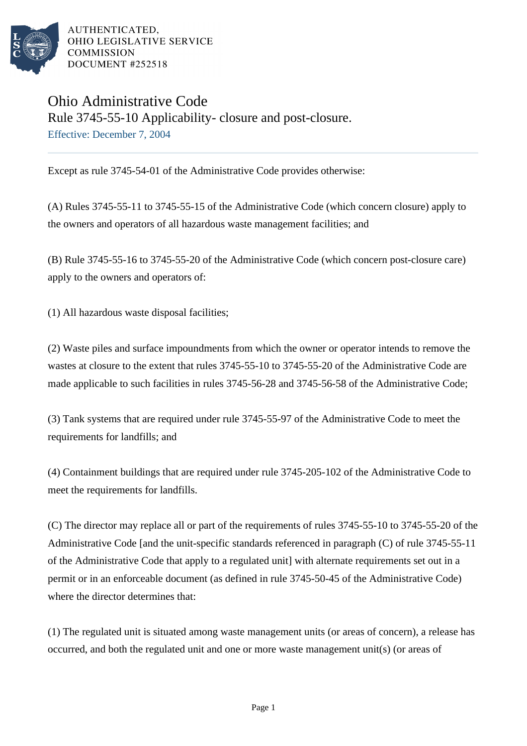# Ohio Administrative Code

## Rule 3745-55-10 Applicability- closure and post-closure.

Effective: December 7, 2004

Except as rule 3745-54-01 of the Administrative Code provides otherwise:

(A) Rules 3745-55-11 to 3745-55-15 of the Administrative Code (which concern closure) apply to the owners and operators of all hazardous waste management facilities; and

(B) Rule 3745-55-16 to 3745-55-20 of the Administrative Code (which concern post-closure care) apply to the owners and operators of:

(1) All hazardous waste disposal facilities;

(2) Waste piles and surface impoundments from which the owner or operator intends to remove the wastes at closure to the extent that rules 3745-55-10 to 3745-55-20 of the Administrative Code are made applicable to such facilities in rules 3745-56-28 and 3745-56-58 of the Administrative Code;

(3) Tank systems that are required under rule 3745-55-97 of the Administrative Code to meet the requirements for landfills; and

(4) Containment buildings that are required under rule 3745-205-102 of the Administrative Code to meet the requirements for landfills.

(C) The director may replace all or part of the requirements of rules 3745-55-10 to 3745-55-20 of the Administrative Code [and the unit-specific standards referenced in paragraph (C) of rule 3745-55-11 of the Administrative Code that apply to a regulated unit] with alternate requirements set out in a permit or in an enforceable document (as defined in rule 3745-50-45 of the Administrative Code) where the director determines that:

(1) The regulated unit is situated among waste management units (or areas of concern), a release has occurred, and both the regulated unit and one or more waste management unit(s) (or areas of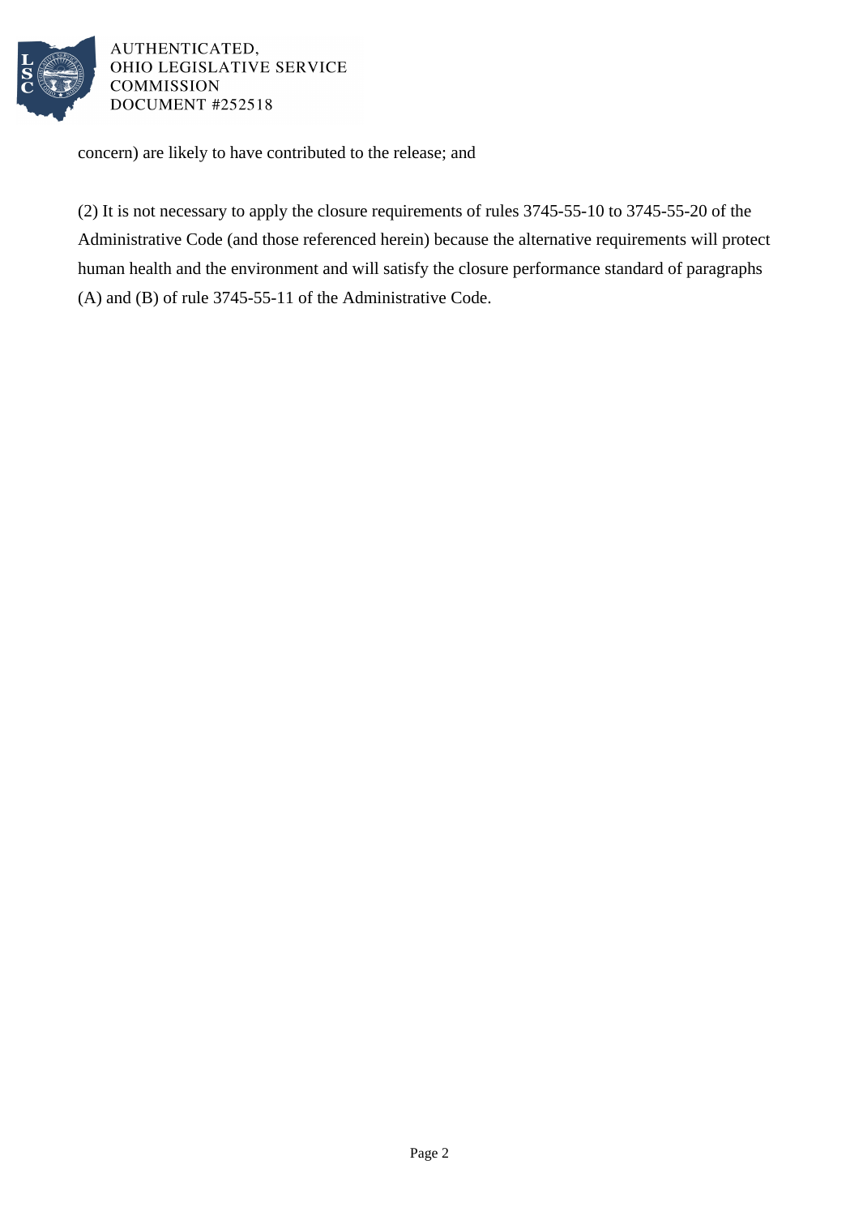concern) are likely to have contributed to the release; and

(2) It is not necessary to apply the closure requirements of rules 3745-55-10 to 3745-55-20 of the Administrative Code (and those referenced herein) because the alternative requirements will protect human health and the environment and will satisfy the closure performance standard of paragraphs (A) and (B) of rule 3745-55-11 of the Administrative Code.